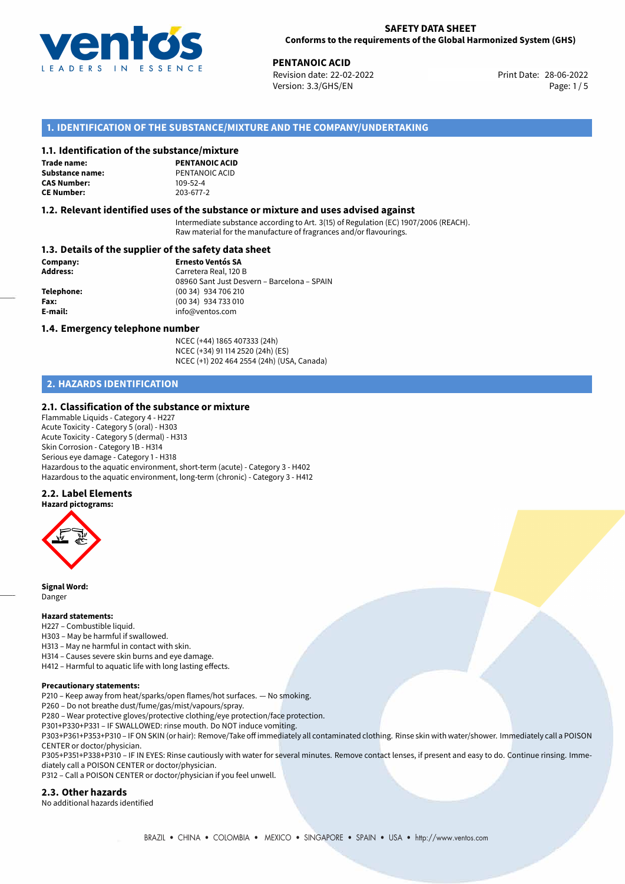**SAFETY DATA SHEET**
**Conforms to the requirements of the Global Harmonized System (GHS)**

**PENTANOIC ACID**
Revision date: 22-02-2022
Version: 3.3/GHS/EN
Print Date: 28-06-2022

## 1. IDENTIFICATION OF THE SUBSTANCE/MIXTURE AND THE COMPANY/UNDERTAKING

### 1.1. Identification of the substance/mixture

**Trade name:** **PENTANOIC ACID**
**Substance name:** PENTANOIC ACID
**CAS Number:** 109-52-4
**CE Number:** 203-677-2

### 1.2. Relevant identified uses of the substance or mixture and uses advised against

Intermediate substance according to Art. 3(15) of Regulation (EC) 1907/2006 (REACH).
Raw material for the manufacture of fragrances and/or flavourings.

### 1.3. Details of the supplier of the safety data sheet

**Company:** **Ernesto Ventós SA**
**Address:** Carretera Real, 120 B
08960 Sant Just Desvern – Barcelona – SPAIN
**Telephone:** (00 34) 934 706 210
**Fax:** (00 34) 934 733 010
**E-mail:** info@ventos.com

### 1.4. Emergency telephone number

NCEC (+44) 1865 407333 (24h)
NCEC (+34) 91 114 2520 (24h) (ES)
NCEC (+1) 202 464 2554 (24h) (USA, Canada)

## 2. HAZARDS IDENTIFICATION

### 2.1. Classification of the substance or mixture

Flammable Liquids - Category 4 - H227
Acute Toxicity - Category 5 (oral) - H303
Acute Toxicity - Category 5 (dermal) - H313
Skin Corrosion - Category 1B - H314
Serious eye damage - Category 1 - H318
Hazardous to the aquatic environment, short-term (acute) - Category 3 - H402
Hazardous to the aquatic environment, long-term (chronic) - Category 3 - H412

### 2.2. Label Elements

**Hazard pictograms:**

**Signal Word:**
Danger

**Hazard statements:**
H227 – Combustible liquid.
H303 – May be harmful if swallowed.
H313 – May ne harmful in contact with skin.
H314 – Causes severe skin burns and eye damage.
H412 – Harmful to aquatic life with long lasting effects.

**Precautionary statements:**
P210 – Keep away from heat/sparks/open flames/hot surfaces. — No smoking.
P260 – Do not breathe dust/fume/gas/mist/vapours/spray.
P280 – Wear protective gloves/protective clothing/eye protection/face protection.
P301+P330+P331 – IF SWALLOWED: rinse mouth. Do NOT induce vomiting.
P303+P361+P353+P310 – IF ON SKIN (or hair): Remove/Take off immediately all contaminated clothing. Rinse skin with water/shower. Immediately call a POISON CENTER or doctor/physician.
P305+P351+P338+P310 – IF IN EYES: Rinse cautiously with water for several minutes. Remove contact lenses, if present and easy to do. Continue rinsing. Immediately call a POISON CENTER or doctor/physician.
P312 – Call a POISON CENTER or doctor/physician if you feel unwell.

### 2.3. Other hazards

No additional hazards identified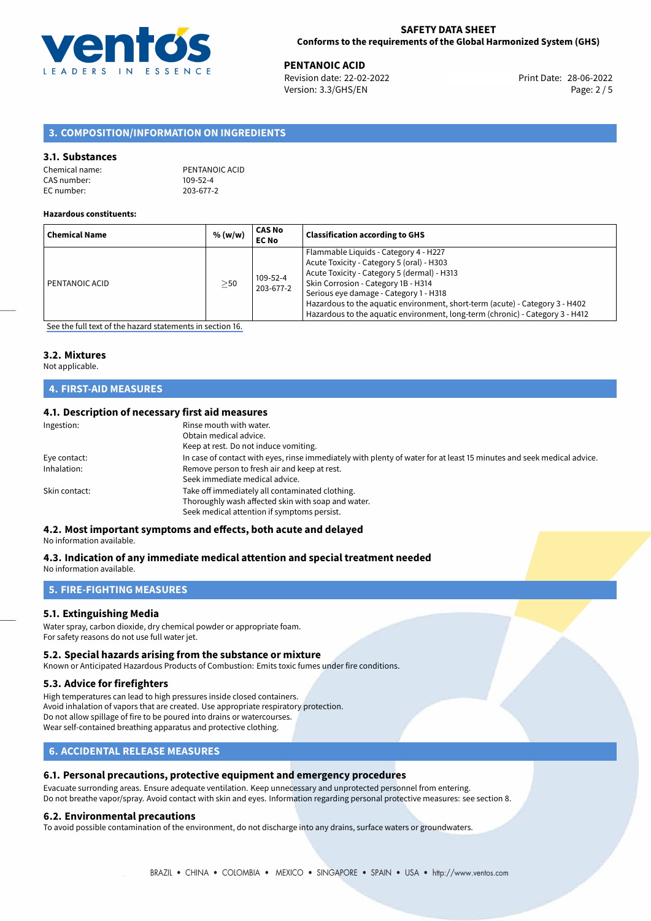## 3. COMPOSITION/INFORMATION ON INGREDIENTS

### 3.1. Substances

Chemical name: PENTANOIC ACID
CAS number: 109-52-4
EC number: 203-677-2

**Hazardous constituents:**

| Chemical Name | % (w/w) | CAS No EC No | Classification according to GHS |
|---|---|---|---|
| PENTANOIC ACID | ≥50 | 109-52-4 203-677-2 | Flammable Liquids - Category 4 - H227<br>Acute Toxicity - Category 5 (oral) - H303<br>Acute Toxicity - Category 5 (dermal) - H313<br>Skin Corrosion - Category 1B - H314<br>Serious eye damage - Category 1 - H318<br>Hazardous to the aquatic environment, short-term (acute) - Category 3 - H402<br>Hazardous to the aquatic environment, long-term (chronic) - Category 3 - H412 |

See the full text of the hazard statements in section 16.

### 3.2. Mixtures

Not applicable.

## 4. FIRST-AID MEASURES

### 4.1. Description of necessary first aid measures

Ingestion: Rinse mouth with water.
Obtain medical advice.
Keep at rest. Do not induce vomiting.

Eye contact: In case of contact with eyes, rinse immediately with plenty of water for at least 15 minutes and seek medical advice.

Inhalation: Remove person to fresh air and keep at rest.
Seek immediate medical advice.

Skin contact: Take off immediately all contaminated clothing.
Thoroughly wash affected skin with soap and water.
Seek medical attention if symptoms persist.

### 4.2. Most important symptoms and effects, both acute and delayed

No information available.

### 4.3. Indication of any immediate medical attention and special treatment needed

No information available.

## 5. FIRE-FIGHTING MEASURES

### 5.1. Extinguishing Media

Water spray, carbon dioxide, dry chemical powder or appropriate foam.
For safety reasons do not use full water jet.

### 5.2. Special hazards arising from the substance or mixture

Known or Anticipated Hazardous Products of Combustion: Emits toxic fumes under fire conditions.

### 5.3. Advice for firefighters

High temperatures can lead to high pressures inside closed containers.
Avoid inhalation of vapors that are created. Use appropriate respiratory protection.
Do not allow spillage of fire to be poured into drains or watercourses.
Wear self-contained breathing apparatus and protective clothing.

## 6. ACCIDENTAL RELEASE MEASURES

### 6.1. Personal precautions, protective equipment and emergency procedures

Evacuate surronding areas. Ensure adequate ventilation. Keep unnecessary and unprotected personnel from entering.
Do not breathe vapor/spray. Avoid contact with skin and eyes. Information regarding personal protective measures: see section 8.

### 6.2. Environmental precautions

To avoid possible contamination of the environment, do not discharge into any drains, surface waters or groundwaters.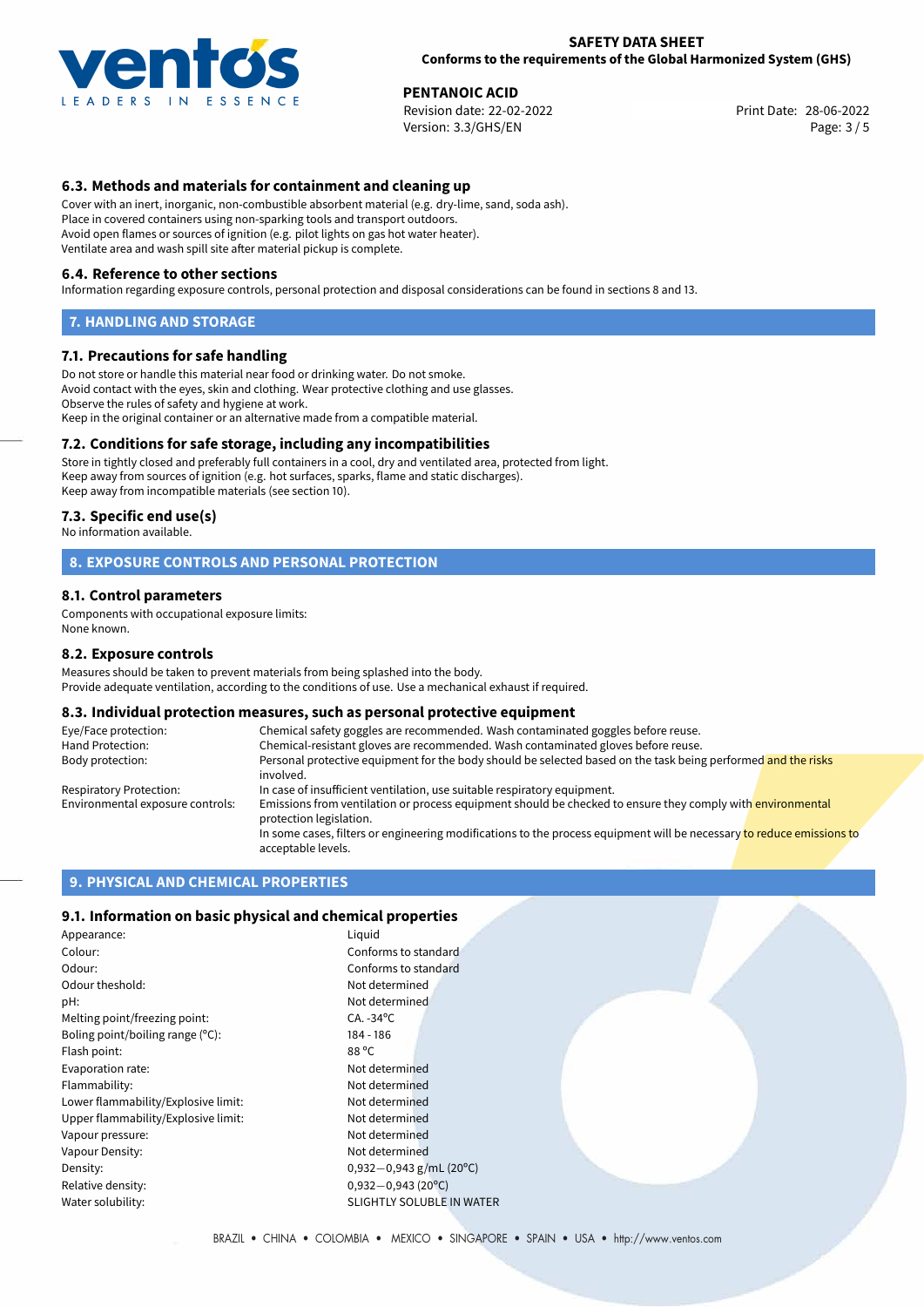### 6.3. Methods and materials for containment and cleaning up

Cover with an inert, inorganic, non-combustible absorbent material (e.g. dry-lime, sand, soda ash).
Place in covered containers using non-sparking tools and transport outdoors.
Avoid open flames or sources of ignition (e.g. pilot lights on gas hot water heater).
Ventilate area and wash spill site after material pickup is complete.

### 6.4. Reference to other sections

Information regarding exposure controls, personal protection and disposal considerations can be found in sections 8 and 13.

## 7. HANDLING AND STORAGE

### 7.1. Precautions for safe handling

Do not store or handle this material near food or drinking water. Do not smoke.
Avoid contact with the eyes, skin and clothing. Wear protective clothing and use glasses.
Observe the rules of safety and hygiene at work.
Keep in the original container or an alternative made from a compatible material.

### 7.2. Conditions for safe storage, including any incompatibilities

Store in tightly closed and preferably full containers in a cool, dry and ventilated area, protected from light.
Keep away from sources of ignition (e.g. hot surfaces, sparks, flame and static discharges).
Keep away from incompatible materials (see section 10).

### 7.3. Specific end use(s)

No information available.

## 8. EXPOSURE CONTROLS AND PERSONAL PROTECTION

### 8.1. Control parameters

Components with occupational exposure limits:
None known.

### 8.2. Exposure controls

Measures should be taken to prevent materials from being splashed into the body.
Provide adequate ventilation, according to the conditions of use. Use a mechanical exhaust if required.

### 8.3. Individual protection measures, such as personal protective equipment

| | |
|---|---|
| Eye/Face protection: | Chemical safety goggles are recommended. Wash contaminated goggles before reuse. |
| Hand Protection: | Chemical-resistant gloves are recommended. Wash contaminated gloves before reuse. |
| Body protection: | Personal protective equipment for the body should be selected based on the task being performed and the risks involved. |
| Respiratory Protection: | In case of insufficient ventilation, use suitable respiratory equipment. |
| Environmental exposure controls: | Emissions from ventilation or process equipment should be checked to ensure they comply with environmental protection legislation. In some cases, filters or engineering modifications to the process equipment will be necessary to reduce emissions to acceptable levels. |

## 9. PHYSICAL AND CHEMICAL PROPERTIES

### 9.1. Information on basic physical and chemical properties

| | |
|---|---|
| Appearance: | Liquid |
| Colour: | Conforms to standard |
| Odour: | Conforms to standard |
| Odour theshold: | Not determined |
| pH: | Not determined |
| Melting point/freezing point: | CA. -34°C |
| Boling point/boiling range (°C): | 184 - 186 |
| Flash point: | 88 °C |
| Evaporation rate: | Not determined |
| Flammability: | Not determined |
| Lower flammability/Explosive limit: | Not determined |
| Upper flammability/Explosive limit: | Not determined |
| Vapour pressure: | Not determined |
| Vapour Density: | Not determined |
| Density: | 0,932—0,943 g/mL (20°C) |
| Relative density: | 0,932—0,943 (20°C) |
| Water solubility: | SLIGHTLY SOLUBLE IN WATER |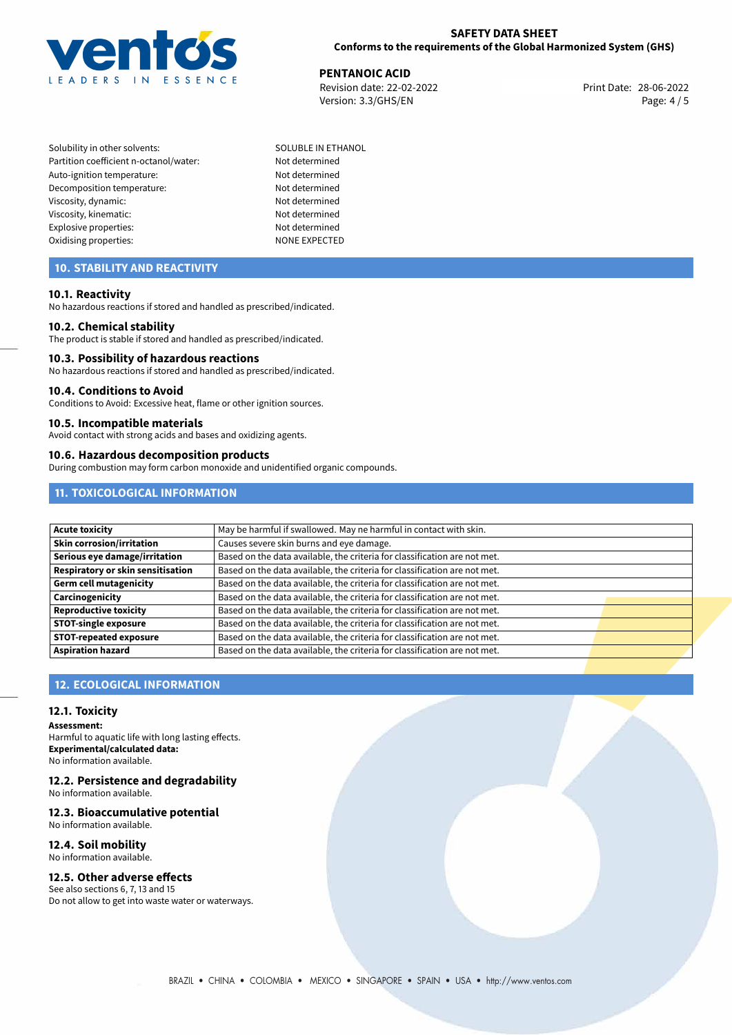| | |
|---|---|
| Solubility in other solvents: | SOLUBLE IN ETHANOL |
| Partition coefficient n-octanol/water: | Not determined |
| Auto-ignition temperature: | Not determined |
| Decomposition temperature: | Not determined |
| Viscosity, dynamic: | Not determined |
| Viscosity, kinematic: | Not determined |
| Explosive properties: | Not determined |
| Oxidising properties: | NONE EXPECTED |

## 10. STABILITY AND REACTIVITY

### 10.1. Reactivity
No hazardous reactions if stored and handled as prescribed/indicated.

### 10.2. Chemical stability
The product is stable if stored and handled as prescribed/indicated.

### 10.3. Possibility of hazardous reactions
No hazardous reactions if stored and handled as prescribed/indicated.

### 10.4. Conditions to Avoid
Conditions to Avoid: Excessive heat, flame or other ignition sources.

### 10.5. Incompatible materials
Avoid contact with strong acids and bases and oxidizing agents.

### 10.6. Hazardous decomposition products
During combustion may form carbon monoxide and unidentified organic compounds.

## 11. TOXICOLOGICAL INFORMATION

| | |
|---|---|
| **Acute toxicity** | May be harmful if swallowed. May ne harmful in contact with skin. |
| **Skin corrosion/irritation** | Causes severe skin burns and eye damage. |
| **Serious eye damage/irritation** | Based on the data available, the criteria for classification are not met. |
| **Respiratory or skin sensitisation** | Based on the data available, the criteria for classification are not met. |
| **Germ cell mutagenicity** | Based on the data available, the criteria for classification are not met. |
| **Carcinogenicity** | Based on the data available, the criteria for classification are not met. |
| **Reproductive toxicity** | Based on the data available, the criteria for classification are not met. |
| **STOT-single exposure** | Based on the data available, the criteria for classification are not met. |
| **STOT-repeated exposure** | Based on the data available, the criteria for classification are not met. |
| **Aspiration hazard** | Based on the data available, the criteria for classification are not met. |

## 12. ECOLOGICAL INFORMATION

### 12.1. Toxicity
**Assessment:**
Harmful to aquatic life with long lasting effects.
**Experimental/calculated data:**
No information available.

### 12.2. Persistence and degradability
No information available.

### 12.3. Bioaccumulative potential
No information available.

### 12.4. Soil mobility
No information available.

### 12.5. Other adverse effects
See also sections 6, 7, 13 and 15
Do not allow to get into waste water or waterways.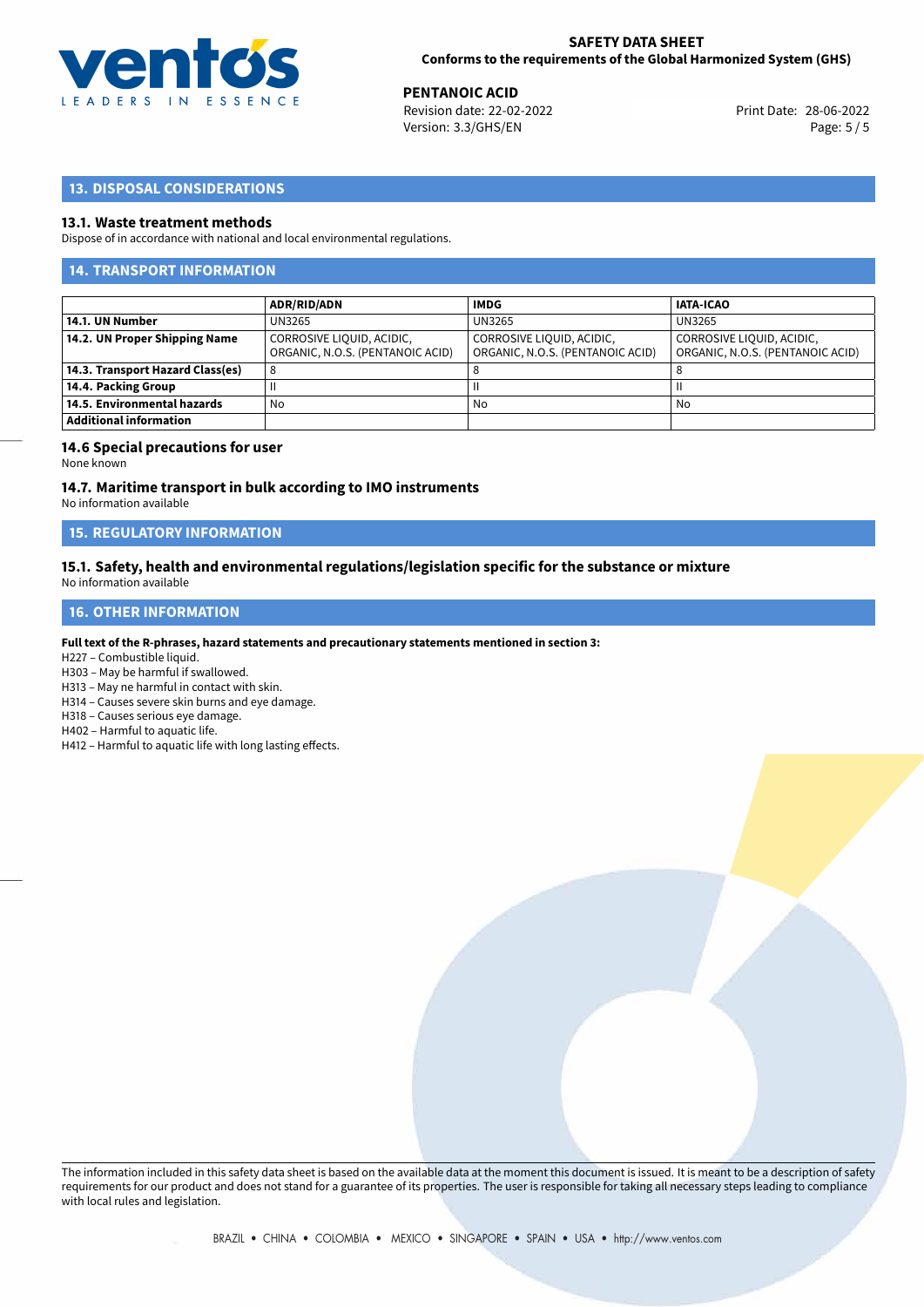## 13. DISPOSAL CONSIDERATIONS

### 13.1. Waste treatment methods

Dispose of in accordance with national and local environmental regulations.

## 14. TRANSPORT INFORMATION

| | ADR/RID/ADN | IMDG | IATA-ICAO |
|---|---|---|---|
| **14.1. UN Number** | UN3265 | UN3265 | UN3265 |
| **14.2. UN Proper Shipping Name** | CORROSIVE LIQUID, ACIDIC, ORGANIC, N.O.S. (PENTANOIC ACID) | CORROSIVE LIQUID, ACIDIC, ORGANIC, N.O.S. (PENTANOIC ACID) | CORROSIVE LIQUID, ACIDIC, ORGANIC, N.O.S. (PENTANOIC ACID) |
| **14.3. Transport Hazard Class(es)** | 8 | 8 | 8 |
| **14.4. Packing Group** | II | II | II |
| **14.5. Environmental hazards** | No | No | No |
| **Additional information** | | | |

### 14.6 Special precautions for user

None known

### 14.7. Maritime transport in bulk according to IMO instruments

No information available

## 15. REGULATORY INFORMATION

### 15.1. Safety, health and environmental regulations/legislation specific for the substance or mixture

No information available

## 16. OTHER INFORMATION

**Full text of the R-phrases, hazard statements and precautionary statements mentioned in section 3:**

H227 – Combustible liquid.
H303 – May be harmful if swallowed.
H313 – May ne harmful in contact with skin.
H314 – Causes severe skin burns and eye damage.
H318 – Causes serious eye damage.
H402 – Harmful to aquatic life.
H412 – Harmful to aquatic life with long lasting effects.

The information included in this safety data sheet is based on the available data at the moment this document is issued. It is meant to be a description of safety requirements for our product and does not stand for a guarantee of its properties. The user is responsible for taking all necessary steps leading to compliance with local rules and legislation.